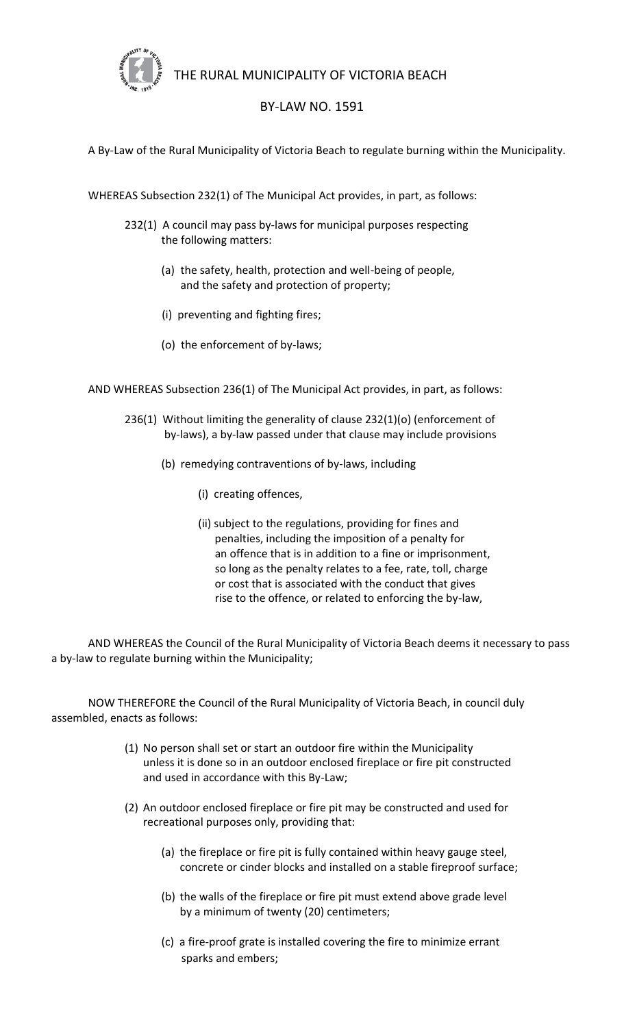# THE RURAL MUNICIPALITY OF VICTORIA BEACH

## BY-LAW NO. 1591

A By-Law of the Rural Municipality of Victoria Beach to regulate burning within the Municipality.

WHEREAS Subsection 232(1) of The Municipal Act provides, in part, as follows:

> 232(1) A council may pass by-laws for municipal purposes respecting the following matters:
>
> (a) the safety, health, protection and well-being of people, and the safety and protection of property;
>
> (i) preventing and fighting fires;
>
> (o) the enforcement of by-laws;

AND WHEREAS Subsection 236(1) of The Municipal Act provides, in part, as follows:

> 236(1) Without limiting the generality of clause 232(1)(o) (enforcement of by-laws), a by-law passed under that clause may include provisions
>
> (b) remedying contraventions of by-laws, including
>
> (i) creating offences,
>
> (ii) subject to the regulations, providing for fines and penalties, including the imposition of a penalty for an offence that is in addition to a fine or imprisonment, so long as the penalty relates to a fee, rate, toll, charge or cost that is associated with the conduct that gives rise to the offence, or related to enforcing the by-law,

AND WHEREAS the Council of the Rural Municipality of Victoria Beach deems it necessary to pass a by-law to regulate burning within the Municipality;

NOW THEREFORE the Council of the Rural Municipality of Victoria Beach, in council duly assembled, enacts as follows:

(1) No person shall set or start an outdoor fire within the Municipality unless it is done so in an outdoor enclosed fireplace or fire pit constructed and used in accordance with this By-Law;

(2) An outdoor enclosed fireplace or fire pit may be constructed and used for recreational purposes only, providing that:

   (a) the fireplace or fire pit is fully contained within heavy gauge steel, concrete or cinder blocks and installed on a stable fireproof surface;

   (b) the walls of the fireplace or fire pit must extend above grade level by a minimum of twenty (20) centimeters;

   (c) a fire-proof grate is installed covering the fire to minimize errant sparks and embers;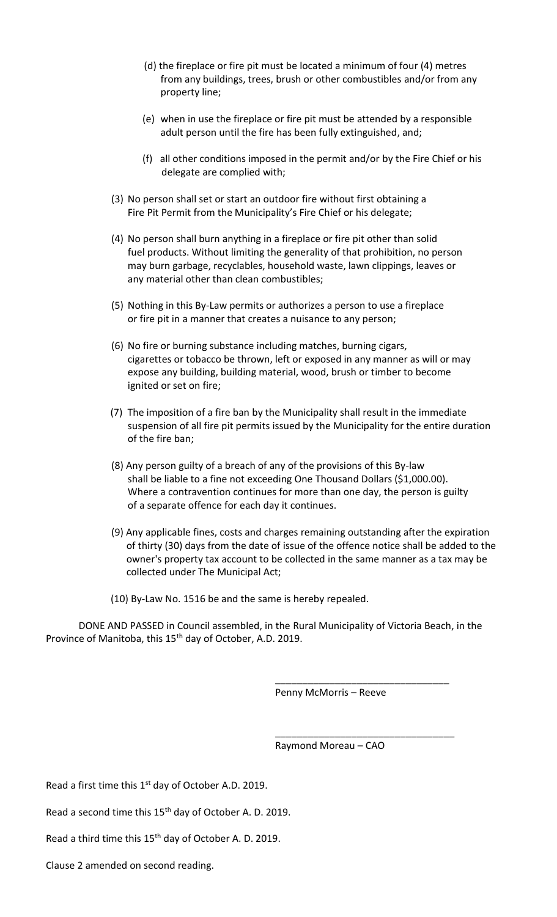(d) the fireplace or fire pit must be located a minimum of four (4) metres from any buildings, trees, brush or other combustibles and/or from any property line;

(e) when in use the fireplace or fire pit must be attended by a responsible adult person until the fire has been fully extinguished, and;

(f) all other conditions imposed in the permit and/or by the Fire Chief or his delegate are complied with;

(3) No person shall set or start an outdoor fire without first obtaining a Fire Pit Permit from the Municipality's Fire Chief or his delegate;

(4) No person shall burn anything in a fireplace or fire pit other than solid fuel products. Without limiting the generality of that prohibition, no person may burn garbage, recyclables, household waste, lawn clippings, leaves or any material other than clean combustibles;

(5) Nothing in this By-Law permits or authorizes a person to use a fireplace or fire pit in a manner that creates a nuisance to any person;

(6) No fire or burning substance including matches, burning cigars, cigarettes or tobacco be thrown, left or exposed in any manner as will or may expose any building, building material, wood, brush or timber to become ignited or set on fire;

(7) The imposition of a fire ban by the Municipality shall result in the immediate suspension of all fire pit permits issued by the Municipality for the entire duration of the fire ban;

(8) Any person guilty of a breach of any of the provisions of this By-law shall be liable to a fine not exceeding One Thousand Dollars ($1,000.00). Where a contravention continues for more than one day, the person is guilty of a separate offence for each day it continues.

(9) Any applicable fines, costs and charges remaining outstanding after the expiration of thirty (30) days from the date of issue of the offence notice shall be added to the owner's property tax account to be collected in the same manner as a tax may be collected under The Municipal Act;

(10) By-Law No. 1516 be and the same is hereby repealed.

DONE AND PASSED in Council assembled, in the Rural Municipality of Victoria Beach, in the Province of Manitoba, this 15th day of October, A.D. 2019.

\_\_\_\_\_\_\_\_\_\_\_\_\_\_\_\_\_\_\_\_\_\_\_\_\_\_\_\_\_\_\_\_

Penny McMorris – Reeve

\_\_\_\_\_\_\_\_\_\_\_\_\_\_\_\_\_\_\_\_\_\_\_\_\_\_\_\_\_\_\_\_

Raymond Moreau – CAO

Read a first time this 1st day of October A.D. 2019.

Read a second time this 15th day of October A. D. 2019.

Read a third time this 15th day of October A. D. 2019.

Clause 2 amended on second reading.